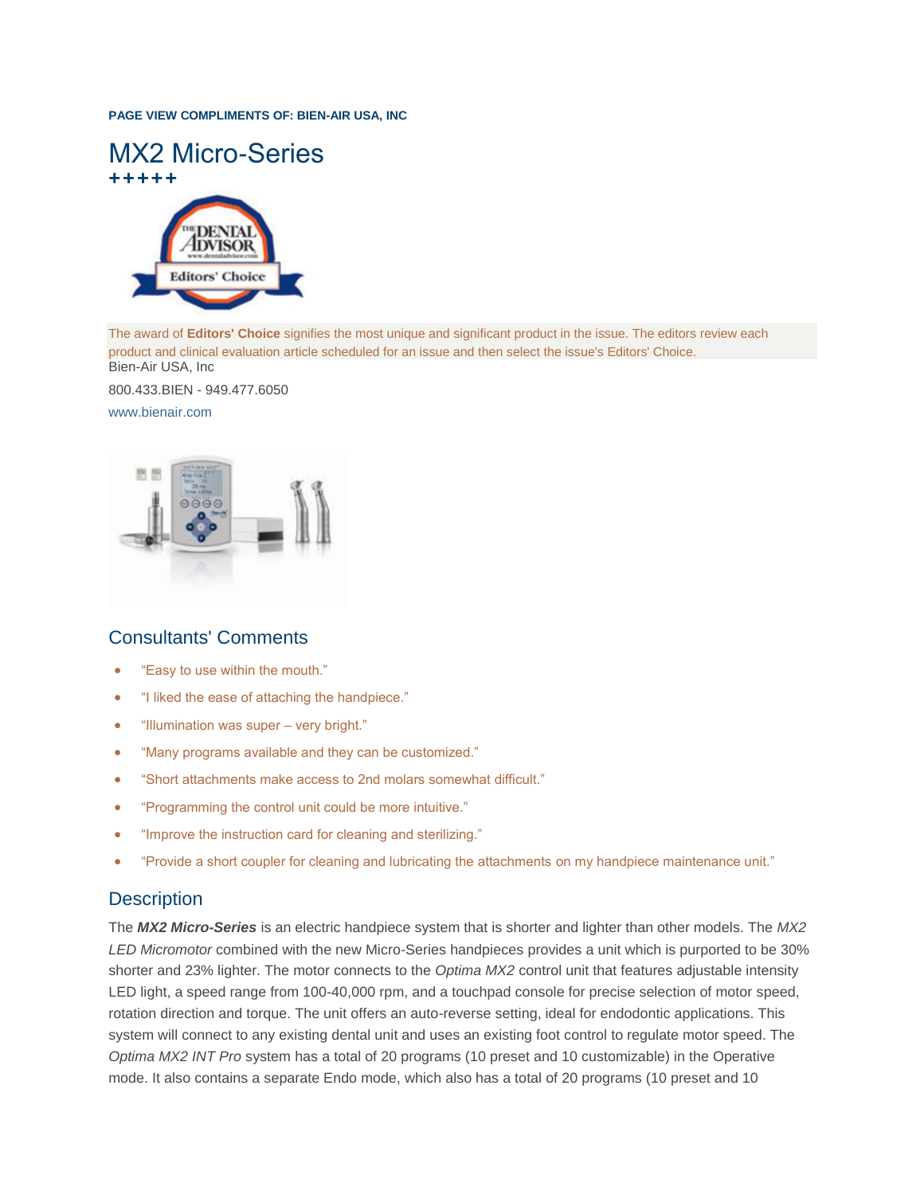**PAGE VIEW COMPLIMENTS OF: BIEN-AIR USA, INC**

# MX2 Micro-Series

+++++

The award of **Editors' Choice** signifies the most unique and significant product in the issue. The editors review each product and clinical evaluation article scheduled for an issue and then select the issue's Editors' Choice.

Bien-Air USA, Inc

800.433.BIEN - 949.477.6050

www.bienair.com

## Consultants' Comments

- “Easy to use within the mouth.”
- “I liked the ease of attaching the handpiece.”
- “Illumination was super – very bright.”
- “Many programs available and they can be customized.”
- “Short attachments make access to 2nd molars somewhat difficult.”
- “Programming the control unit could be more intuitive.”
- “Improve the instruction card for cleaning and sterilizing.”
- “Provide a short coupler for cleaning and lubricating the attachments on my handpiece maintenance unit.”

## Description

The ***MX2 Micro-Series*** is an electric handpiece system that is shorter and lighter than other models. The *MX2 LED Micromotor* combined with the new Micro-Series handpieces provides a unit which is purported to be 30% shorter and 23% lighter. The motor connects to the *Optima MX2* control unit that features adjustable intensity LED light, a speed range from 100-40,000 rpm, and a touchpad console for precise selection of motor speed, rotation direction and torque. The unit offers an auto-reverse setting, ideal for endodontic applications. This system will connect to any existing dental unit and uses an existing foot control to regulate motor speed. The *Optima MX2 INT Pro* system has a total of 20 programs (10 preset and 10 customizable) in the Operative mode. It also contains a separate Endo mode, which also has a total of 20 programs (10 preset and 10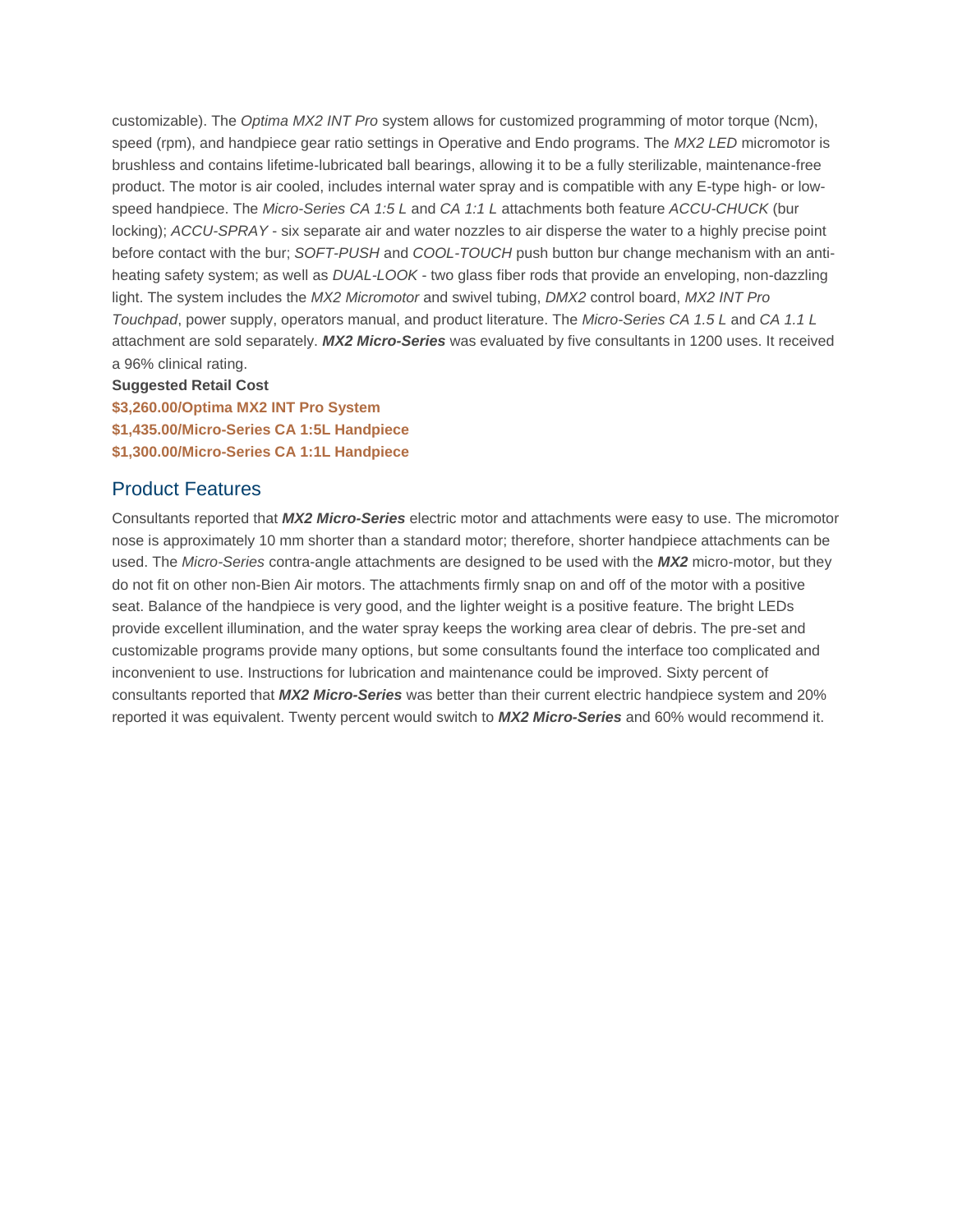customizable). The *Optima MX2 INT Pro* system allows for customized programming of motor torque (Ncm), speed (rpm), and handpiece gear ratio settings in Operative and Endo programs. The *MX2 LED* micromotor is brushless and contains lifetime-lubricated ball bearings, allowing it to be a fully sterilizable, maintenance-free product. The motor is air cooled, includes internal water spray and is compatible with any E-type high- or low-speed handpiece. The *Micro-Series CA 1:5 L* and *CA 1:1 L* attachments both feature *ACCU-CHUCK* (bur locking); *ACCU-SPRAY* - six separate air and water nozzles to air disperse the water to a highly precise point before contact with the bur; *SOFT-PUSH* and *COOL-TOUCH* push button bur change mechanism with an anti-heating safety system; as well as *DUAL-LOOK* - two glass fiber rods that provide an enveloping, non-dazzling light. The system includes the *MX2 Micromotor* and swivel tubing, *DMX2* control board, *MX2 INT Pro Touchpad*, power supply, operators manual, and product literature. The *Micro-Series CA 1.5 L* and *CA 1.1 L* attachment are sold separately. ***MX2 Micro-Series*** was evaluated by five consultants in 1200 uses. It received a 96% clinical rating.

**Suggested Retail Cost**

**$3,260.00/Optima MX2 INT Pro System**
**$1,435.00/Micro-Series CA 1:5L Handpiece**
**$1,300.00/Micro-Series CA 1:1L Handpiece**

## Product Features

Consultants reported that ***MX2 Micro-Series*** electric motor and attachments were easy to use. The micromotor nose is approximately 10 mm shorter than a standard motor; therefore, shorter handpiece attachments can be used. The *Micro-Series* contra-angle attachments are designed to be used with the ***MX2*** micro-motor, but they do not fit on other non-Bien Air motors. The attachments firmly snap on and off of the motor with a positive seat. Balance of the handpiece is very good, and the lighter weight is a positive feature. The bright LEDs provide excellent illumination, and the water spray keeps the working area clear of debris. The pre-set and customizable programs provide many options, but some consultants found the interface too complicated and inconvenient to use. Instructions for lubrication and maintenance could be improved. Sixty percent of consultants reported that ***MX2 Micro-Series*** was better than their current electric handpiece system and 20% reported it was equivalent. Twenty percent would switch to ***MX2 Micro-Series*** and 60% would recommend it.